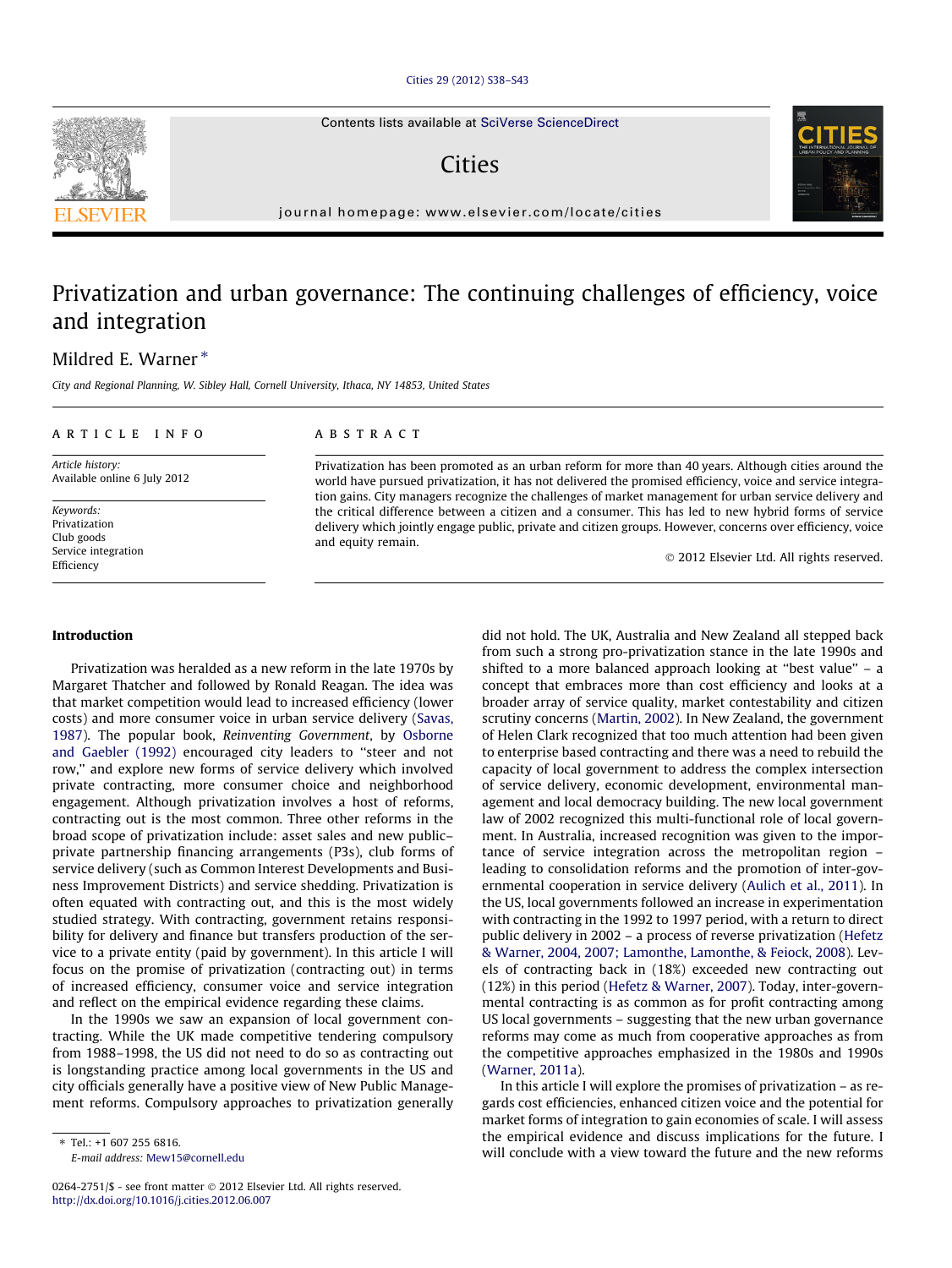# Privatization and urban governance: The continuing challenges of efficiency, voice and integration

Mildred E. Warner *

City and Regional Planning, W. Sibley Hall, Cornell University, Ithaca, NY 14853, United States

**ARTICLE INFO**

*Article history:*
Available online 6 July 2012

*Keywords:*
Privatization
Club goods
Service integration
Efficiency

**ABSTRACT**

Privatization has been promoted as an urban reform for more than 40 years. Although cities around the world have pursued privatization, it has not delivered the promised efficiency, voice and service integration gains. City managers recognize the challenges of market management for urban service delivery and the critical difference between a citizen and a consumer. This has led to new hybrid forms of service delivery which jointly engage public, private and citizen groups. However, concerns over efficiency, voice and equity remain.

© 2012 Elsevier Ltd. All rights reserved.

## Introduction

Privatization was heralded as a new reform in the late 1970s by Margaret Thatcher and followed by Ronald Reagan. The idea was that market competition would lead to increased efficiency (lower costs) and more consumer voice in urban service delivery (Savas, 1987). The popular book, *Reinventing Government*, by Osborne and Gaebler (1992) encouraged city leaders to "steer and not row," and explore new forms of service delivery which involved private contracting, more consumer choice and neighborhood engagement. Although privatization involves a host of reforms, contracting out is the most common. Three other reforms in the broad scope of privatization include: asset sales and new public–private partnership financing arrangements (P3s), club forms of service delivery (such as Common Interest Developments and Business Improvement Districts) and service shedding. Privatization is often equated with contracting out, and this is the most widely studied strategy. With contracting, government retains responsibility for delivery and finance but transfers production of the service to a private entity (paid by government). In this article I will focus on the promise of privatization (contracting out) in terms of increased efficiency, consumer voice and service integration and reflect on the empirical evidence regarding these claims.

In the 1990s we saw an expansion of local government contracting. While the UK made competitive tendering compulsory from 1988–1998, the US did not need to do so as contracting out is longstanding practice among local governments in the US and city officials generally have a positive view of New Public Management reforms. Compulsory approaches to privatization generally did not hold. The UK, Australia and New Zealand all stepped back from such a strong pro-privatization stance in the late 1990s and shifted to a more balanced approach looking at "best value" – a concept that embraces more than cost efficiency and looks at a broader array of service quality, market contestability and citizen scrutiny concerns (Martin, 2002). In New Zealand, the government of Helen Clark recognized that too much attention had been given to enterprise based contracting and there was a need to rebuild the capacity of local government to address the complex intersection of service delivery, economic development, environmental management and local democracy building. The new local government law of 2002 recognized this multi-functional role of local government. In Australia, increased recognition was given to the importance of service integration across the metropolitan region – leading to consolidation reforms and the promotion of inter-governmental cooperation in service delivery (Aulich et al., 2011). In the US, local governments followed an increase in experimentation with contracting in the 1992 to 1997 period, with a return to direct public delivery in 2002 – a process of reverse privatization (Hefetz & Warner, 2004, 2007; Lamonthe, Lamonthe, & Feiock, 2008). Levels of contracting back in (18%) exceeded new contracting out (12%) in this period (Hefetz & Warner, 2007). Today, inter-governmental contracting is as common as for profit contracting among US local governments – suggesting that the new urban governance reforms may come as much from cooperative approaches as from the competitive approaches emphasized in the 1980s and 1990s (Warner, 2011a).

In this article I will explore the promises of privatization – as regards cost efficiencies, enhanced citizen voice and the potential for market forms of integration to gain economies of scale. I will assess the empirical evidence and discuss implications for the future. I will conclude with a view toward the future and the new reforms

---

\* Tel.: +1 607 255 6816.
*E-mail address:* Mew15@cornell.edu

0264-2751/$ - see front matter © 2012 Elsevier Ltd. All rights reserved.
http://dx.doi.org/10.1016/j.cities.2012.06.007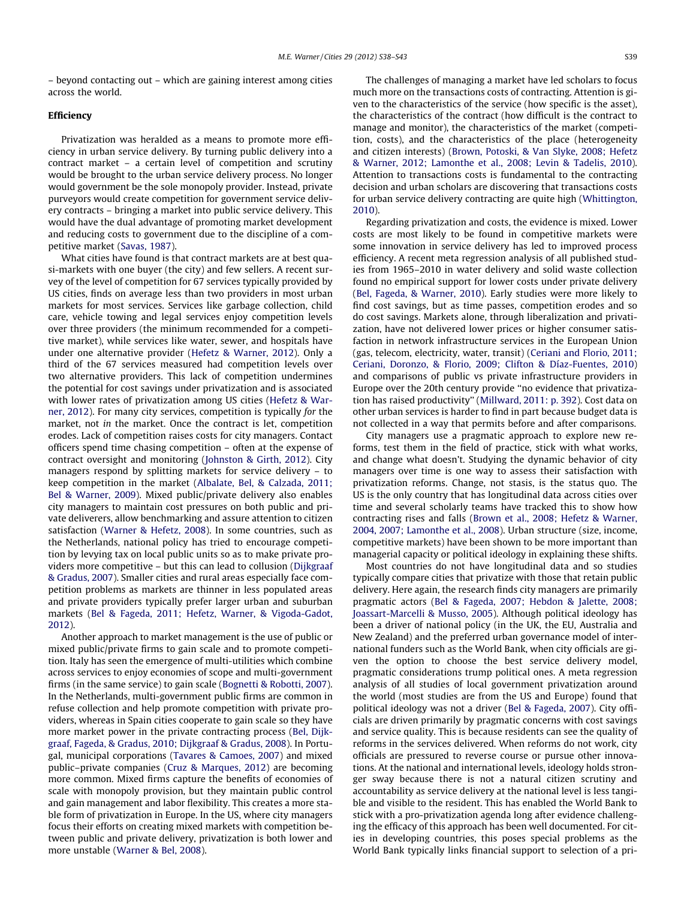– beyond contacting out – which are gaining interest among cities across the world.

## Efficiency

Privatization was heralded as a means to promote more efficiency in urban service delivery. By turning public delivery into a contract market – a certain level of competition and scrutiny would be brought to the urban service delivery process. No longer would government be the sole monopoly provider. Instead, private purveyors would create competition for government service delivery contracts – bringing a market into public service delivery. This would have the dual advantage of promoting market development and reducing costs to government due to the discipline of a competitive market (Savas, 1987).

What cities have found is that contract markets are at best quasi-markets with one buyer (the city) and few sellers. A recent survey of the level of competition for 67 services typically provided by US cities, finds on average less than two providers in most urban markets for most services. Services like garbage collection, child care, vehicle towing and legal services enjoy competition levels over three providers (the minimum recommended for a competitive market), while services like water, sewer, and hospitals have under one alternative provider (Hefetz & Warner, 2012). Only a third of the 67 services measured had competition levels over two alternative providers. This lack of competition undermines the potential for cost savings under privatization and is associated with lower rates of privatization among US cities (Hefetz & Warner, 2012). For many city services, competition is typically *for* the market, not *in* the market. Once the contract is let, competition erodes. Lack of competition raises costs for city managers. Contact officers spend time chasing competition – often at the expense of contract oversight and monitoring (Johnston & Girth, 2012). City managers respond by splitting markets for service delivery – to keep competition in the market (Albalate, Bel, & Calzada, 2011; Bel & Warner, 2009). Mixed public/private delivery also enables city managers to maintain cost pressures on both public and private deliverers, allow benchmarking and assure attention to citizen satisfaction (Warner & Hefetz, 2008). In some countries, such as the Netherlands, national policy has tried to encourage competition by levying tax on local public units so as to make private providers more competitive – but this can lead to collusion (Dijkgraaf & Gradus, 2007). Smaller cities and rural areas especially face competition problems as markets are thinner in less populated areas and private providers typically prefer larger urban and suburban markets (Bel & Fageda, 2011; Hefetz, Warner, & Vigoda-Gadot, 2012).

Another approach to market management is the use of public or mixed public/private firms to gain scale and to promote competition. Italy has seen the emergence of multi-utilities which combine across services to enjoy economies of scope and multi-government firms (in the same service) to gain scale (Bognetti & Robotti, 2007). In the Netherlands, multi-government public firms are common in refuse collection and help promote competition with private providers, whereas in Spain cities cooperate to gain scale so they have more market power in the private contracting process (Bel, Dijkgraaf, Fageda, & Gradus, 2010; Dijkgraaf & Gradus, 2008). In Portugal, municipal corporations (Tavares & Camoes, 2007) and mixed public–private companies (Cruz & Marques, 2012) are becoming more common. Mixed firms capture the benefits of economies of scale with monopoly provision, but they maintain public control and gain management and labor flexibility. This creates a more stable form of privatization in Europe. In the US, where city managers focus their efforts on creating mixed markets with competition between public and private delivery, privatization is both lower and more unstable (Warner & Bel, 2008).

The challenges of managing a market have led scholars to focus much more on the transactions costs of contracting. Attention is given to the characteristics of the service (how specific is the asset), the characteristics of the contract (how difficult is the contract to manage and monitor), the characteristics of the market (competition, costs), and the characteristics of the place (heterogeneity and citizen interests) (Brown, Potoski, & Van Slyke, 2008; Hefetz & Warner, 2012; Lamonthe et al., 2008; Levin & Tadelis, 2010). Attention to transactions costs is fundamental to the contracting decision and urban scholars are discovering that transactions costs for urban service delivery contracting are quite high (Whittington, 2010).

Regarding privatization and costs, the evidence is mixed. Lower costs are most likely to be found in competitive markets were some innovation in service delivery has led to improved process efficiency. A recent meta regression analysis of all published studies from 1965–2010 in water delivery and solid waste collection found no empirical support for lower costs under private delivery (Bel, Fageda, & Warner, 2010). Early studies were more likely to find cost savings, but as time passes, competition erodes and so do cost savings. Markets alone, through liberalization and privatization, have not delivered lower prices or higher consumer satisfaction in network infrastructure services in the European Union (gas, telecom, electricity, water, transit) (Ceriani and Florio, 2011; Ceriani, Doronzo, & Florio, 2009; Clifton & Díaz-Fuentes, 2010) and comparisons of public vs private infrastructure providers in Europe over the 20th century provide "no evidence that privatization has raised productivity" (Millward, 2011: p. 392). Cost data on other urban services is harder to find in part because budget data is not collected in a way that permits before and after comparisons.

City managers use a pragmatic approach to explore new reforms, test them in the field of practice, stick with what works, and change what doesn't. Studying the dynamic behavior of city managers over time is one way to assess their satisfaction with privatization reforms. Change, not stasis, is the status quo. The US is the only country that has longitudinal data across cities over time and several scholarly teams have tracked this to show how contracting rises and falls (Brown et al., 2008; Hefetz & Warner, 2004, 2007; Lamonthe et al., 2008). Urban structure (size, income, competitive markets) have been shown to be more important than managerial capacity or political ideology in explaining these shifts.

Most countries do not have longitudinal data and so studies typically compare cities that privatize with those that retain public delivery. Here again, the research finds city managers are primarily pragmatic actors (Bel & Fageda, 2007; Hebdon & Jalette, 2008; Joassart-Marcelli & Musso, 2005). Although political ideology has been a driver of national policy (in the UK, the EU, Australia and New Zealand) and the preferred urban governance model of international funders such as the World Bank, when city officials are given the option to choose the best service delivery model, pragmatic considerations trump political ones. A meta regression analysis of all studies of local government privatization around the world (most studies are from the US and Europe) found that political ideology was not a driver (Bel & Fageda, 2007). City officials are driven primarily by pragmatic concerns with cost savings and service quality. This is because residents can see the quality of reforms in the services delivered. When reforms do not work, city officials are pressured to reverse course or pursue other innovations. At the national and international levels, ideology holds stronger sway because there is not a natural citizen scrutiny and accountability as service delivery at the national level is less tangible and visible to the resident. This has enabled the World Bank to stick with a pro-privatization agenda long after evidence challenging the efficacy of this approach has been well documented. For cities in developing countries, this poses special problems as the World Bank typically links financial support to selection of a pri-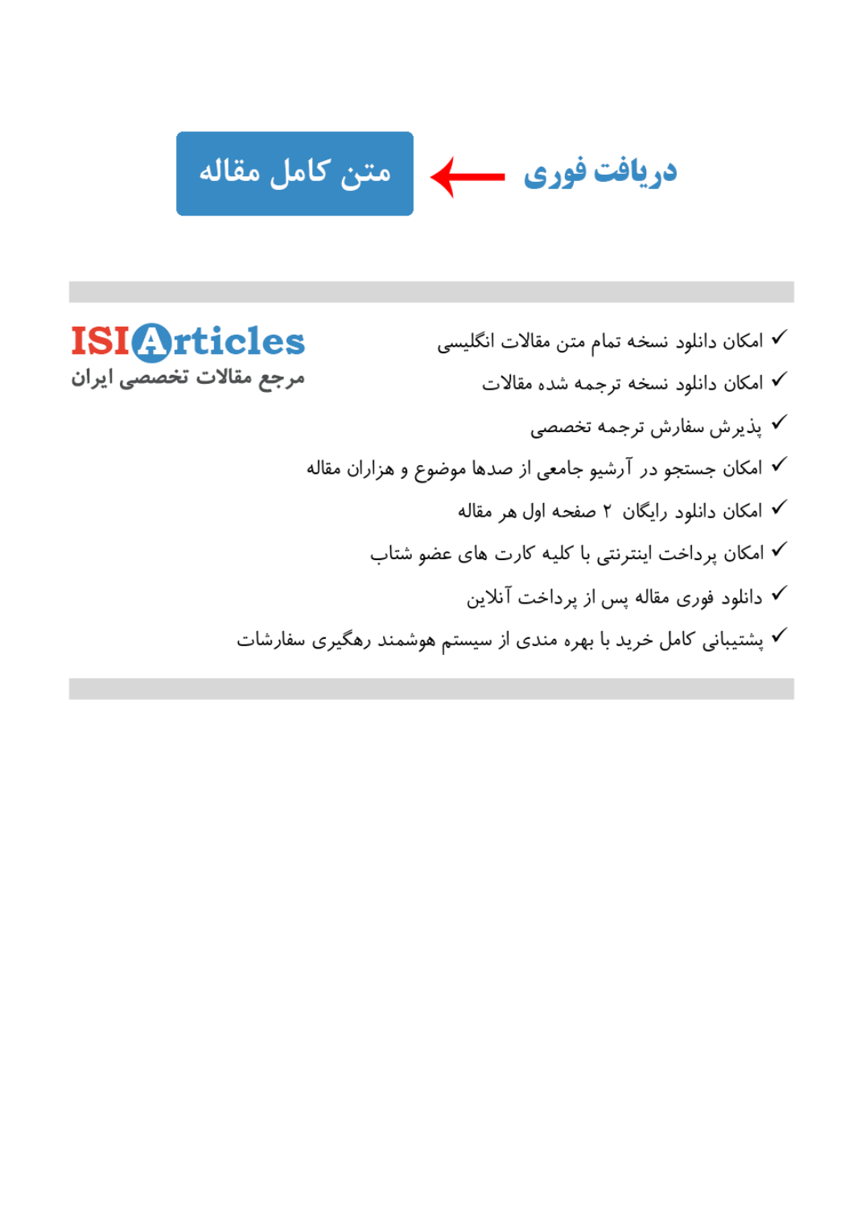دریافت فوری ← متن کامل مقاله

ISIArticles
مرجع مقالات تخصصی ایران

- ✓ امکان دانلود نسخه تمام متن مقالات انگلیسی
- ✓ امکان دانلود نسخه ترجمه شده مقالات
- ✓ پذیرش سفارش ترجمه تخصصی
- ✓ امکان جستجو در آرشیو جامعی از صدها موضوع و هزاران مقاله
- ✓ امکان دانلود رایگان ۲ صفحه اول هر مقاله
- ✓ امکان پرداخت اینترنتی با کلیه کارت های عضو شتاب
- ✓ دانلود فوری مقاله پس از پرداخت آنلاین
- ✓ پشتیبانی کامل خرید با بهره مندی از سیستم هوشمند رهگیری سفارشات